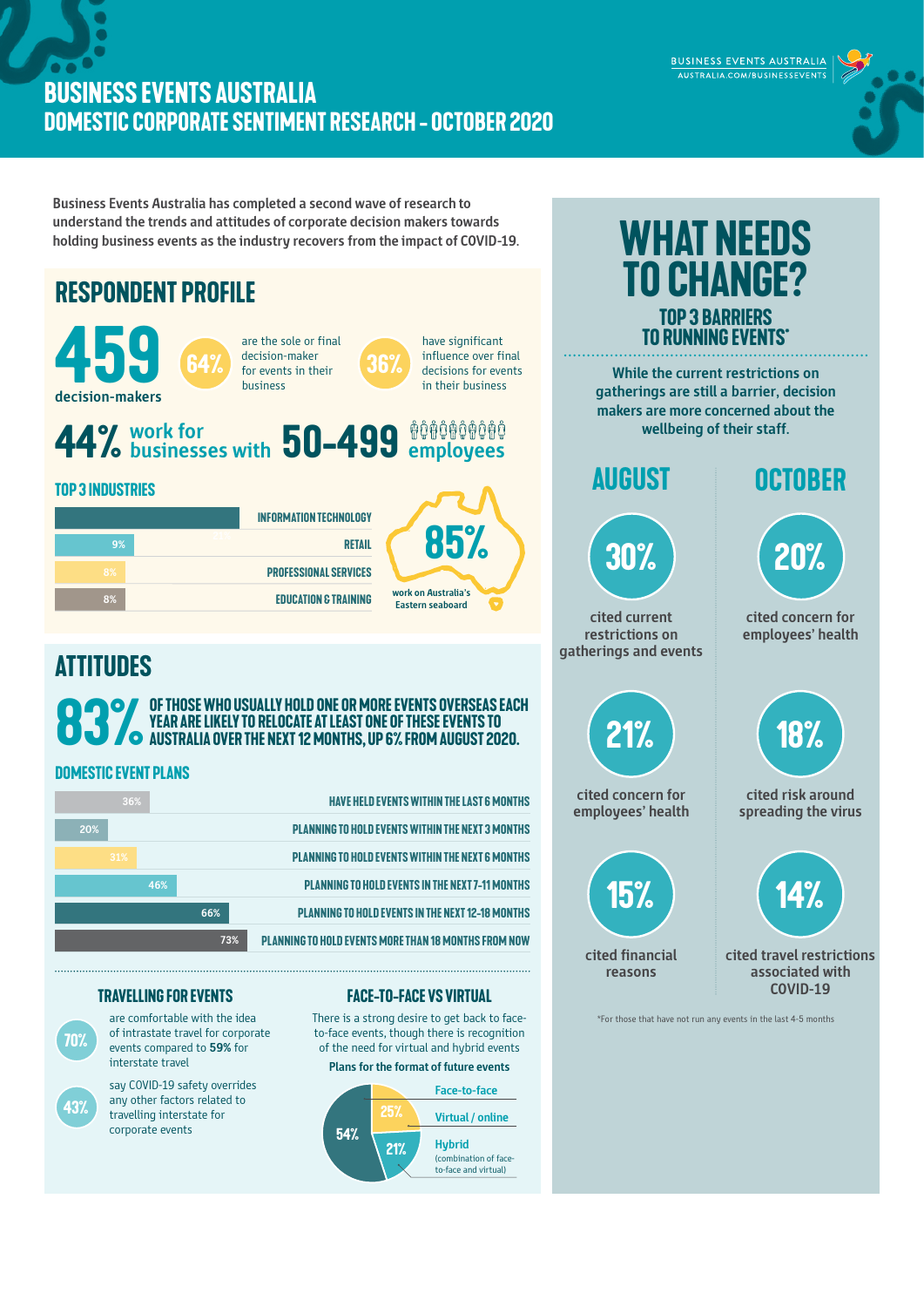# BUSINESS EVENTS AUSTRALIA
## DOMESTIC CORPORATE SENTIMENT RESEARCH – OCTOBER 2020

BUSINESS EVENTS AUSTRALIA
AUSTRALIA.COM/BUSINESSEVENTS

**Business Events Australia has completed a second wave of research to understand the trends and attitudes of corporate decision makers towards holding business events as the industry recovers from the impact of COVID-19.**

## RESPONDENT PROFILE

**459** decision-makers

**64%** are the sole or final decision-maker for events in their business

**36%** have significant influence over final decisions for events in their business

**44%** work for businesses with **50-499** employees

### TOP 3 INDUSTRIES

| % | Industry |
|---|---|
| | INFORMATION TECHNOLOGY |
| 9% | RETAIL |
| 8% | PROFESSIONAL SERVICES |
| 8% | EDUCATION & TRAINING |

**85%** work on Australia's Eastern seaboard

## ATTITUDES

**83%** OF THOSE WHO USUALLY HOLD ONE OR MORE EVENTS OVERSEAS EACH YEAR ARE LIKELY TO RELOCATE AT LEAST ONE OF THESE EVENTS TO AUSTRALIA OVER THE NEXT 12 MONTHS, UP 6% FROM AUGUST 2020.

### DOMESTIC EVENT PLANS

| % | Plan |
|---|---|
| 36% | HAVE HELD EVENTS WITHIN THE LAST 6 MONTHS |
| 20% | PLANNING TO HOLD EVENTS WITHIN THE NEXT 3 MONTHS |
| 31% | PLANNING TO HOLD EVENTS WITHIN THE NEXT 6 MONTHS |
| 46% | PLANNING TO HOLD EVENTS IN THE NEXT 7-11 MONTHS |
| 66% | PLANNING TO HOLD EVENTS IN THE NEXT 12-18 MONTHS |
| 73% | PLANNING TO HOLD EVENTS MORE THAN 18 MONTHS FROM NOW |

### TRAVELLING FOR EVENTS

**70%** are comfortable with the idea of intrastate travel for corporate events compared to **59%** for interstate travel

**43%** say COVID-19 safety overrides any other factors related to travelling interstate for corporate events

### FACE-TO-FACE VS VIRTUAL

There is a strong desire to get back to face-to-face events, though there is recognition of the need for virtual and hybrid events

**Plans for the format of future events**

| Format | % |
|---|---|
| Face-to-face | 54% |
| Virtual / online | 25% |
| Hybrid (combination of face-to-face and virtual) | 21% |

## WHAT NEEDS TO CHANGE?

### TOP 3 BARRIERS TO RUNNING EVENTS*

While the current restrictions on gatherings are still a barrier, decision makers are more concerned about the wellbeing of their staff.

| AUGUST | OCTOBER |
|---|---|
| **30%** cited current restrictions on gatherings and events | **20%** cited concern for employees' health |
| **21%** cited concern for employees' health | **18%** cited risk around spreading the virus |
| **15%** cited financial reasons | **14%** cited travel restrictions associated with COVID-19 |

*For those that have not run any events in the last 4-5 months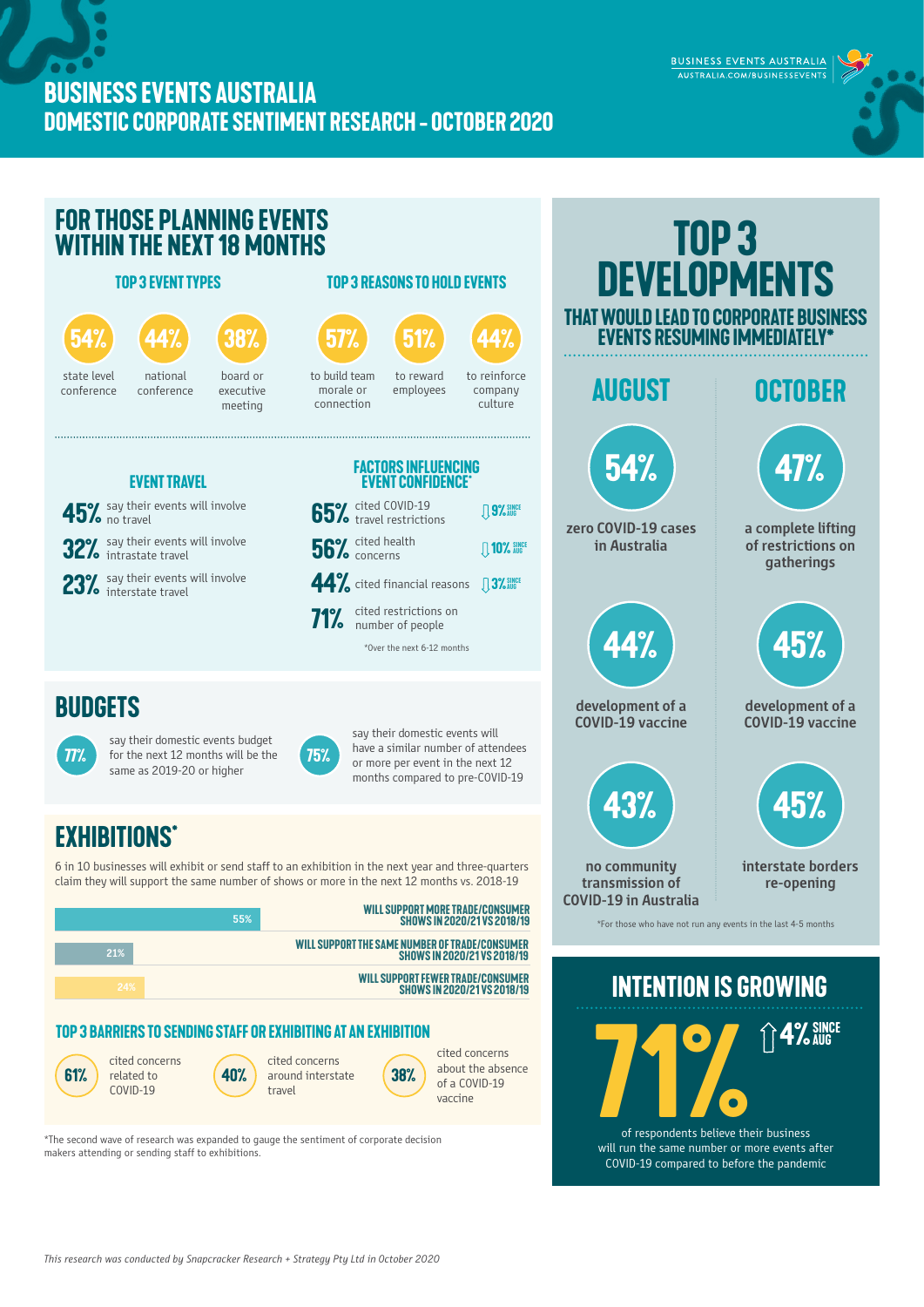# BUSINESS EVENTS AUSTRALIA
## DOMESTIC CORPORATE SENTIMENT RESEARCH – OCTOBER 2020

BUSINESS EVENTS AUSTRALIA
AUSTRALIA.COM/BUSINESSEVENTS

## FOR THOSE PLANNING EVENTS WITHIN THE NEXT 18 MONTHS

### TOP 3 EVENT TYPES

- 54% state level conference
- 44% national conference
- 38% board or executive meeting

### TOP 3 REASONS TO HOLD EVENTS

- 57% to build team morale or connection
- 51% to reward employees
- 44% to reinforce company culture

### EVENT TRAVEL

- 45% say their events will involve no travel
- 32% say their events will involve intrastate travel
- 23% say their events will involve interstate travel

### FACTORS INFLUENCING EVENT CONFIDENCE*

- 65% cited COVID-19 travel restrictions ⇩9% SINCE AUG
- 56% cited health concerns ⇩10% SINCE AUG
- 44% cited financial reasons ⇩3% SINCE AUG
- 71% cited restrictions on number of people

*Over the next 6-12 months

## BUDGETS

- 77% say their domestic events budget for the next 12 months will be the same as 2019-20 or higher
- 75% say their domestic events will have a similar number of attendees or more per event in the next 12 months compared to pre-COVID-19

## EXHIBITIONS*

6 in 10 businesses will exhibit or send staff to an exhibition in the next year and three-quarters claim they will support the same number of shows or more in the next 12 months vs. 2018-19

55%
WILL SUPPORT MORE TRADE/CONSUMER SHOWS IN 2020/21 VS 2018/19

21%
WILL SUPPORT THE SAME NUMBER OF TRADE/CONSUMER SHOWS IN 2020/21 VS 2018/19

24%
WILL SUPPORT FEWER TRADE/CONSUMER SHOWS IN 2020/21 VS 2018/19

### TOP 3 BARRIERS TO SENDING STAFF OR EXHIBITING AT AN EXHIBITION

- 61% cited concerns related to COVID-19
- 40% cited concerns around interstate travel
- 38% cited concerns about the absence of a COVID-19 vaccine

*The second wave of research was expanded to gauge the sentiment of corporate decision makers attending or sending staff to exhibitions.

## TOP 3 DEVELOPMENTS
### THAT WOULD LEAD TO CORPORATE BUSINESS EVENTS RESUMING IMMEDIATELY*

**AUGUST**

- 54% zero COVID-19 cases in Australia
- 44% development of a COVID-19 vaccine
- 43% no community transmission of COVID-19 in Australia

**OCTOBER**

- 47% a complete lifting of restrictions on gatherings
- 45% development of a COVID-19 vaccine
- 45% interstate borders re-opening

*For those who have not run any events in the last 4-5 months

## INTENTION IS GROWING

71% ⇧4% SINCE AUG

of respondents believe their business will run the same number or more events after COVID-19 compared to before the pandemic

*This research was conducted by Snapcracker Research + Strategy Pty Ltd in October 2020*